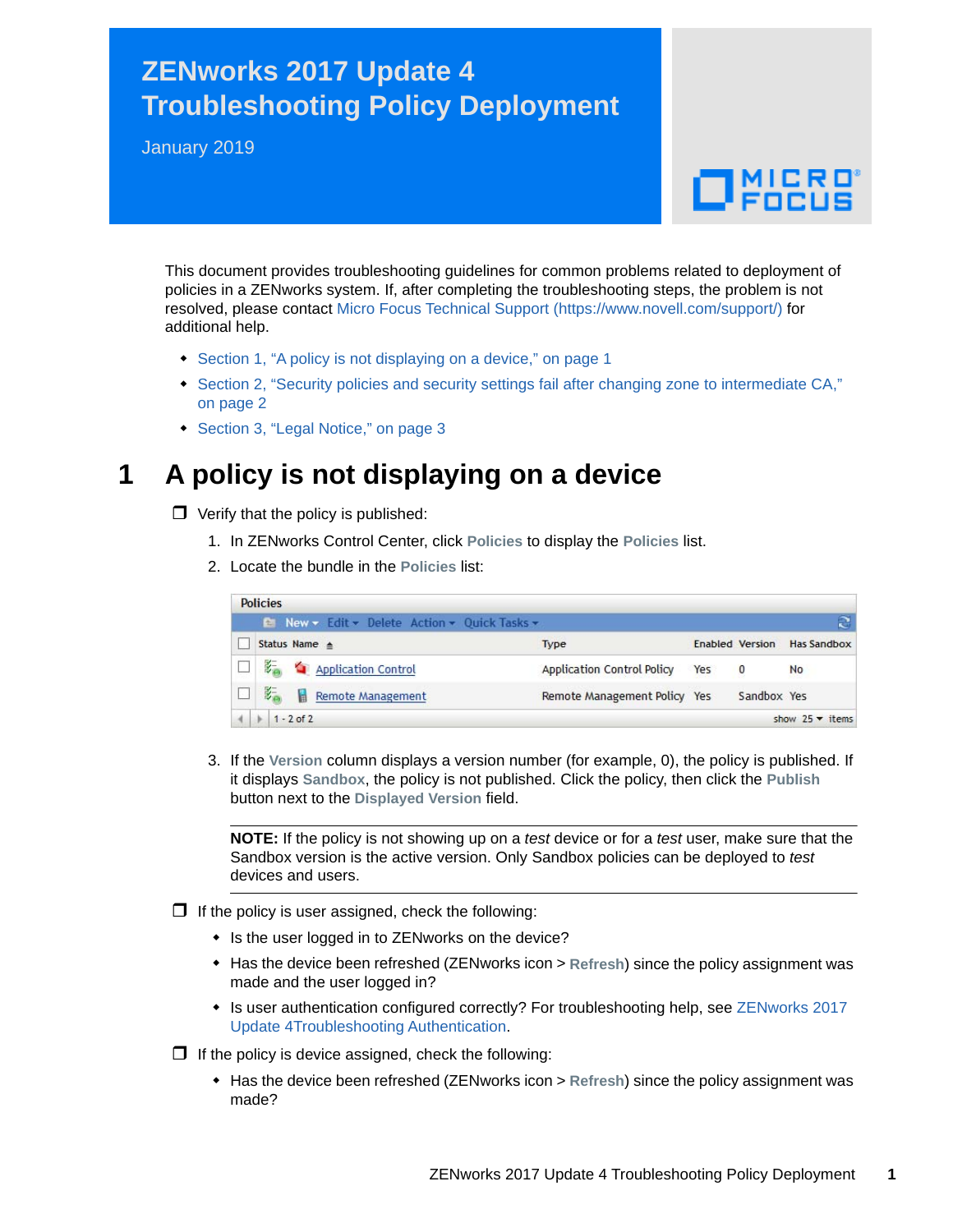# ZENworks 2017 Update 4 Troubleshooting Policy Deployment

January 2019

This document provides troubleshooting guidelines for common problems related to deployment of policies in a ZENworks system. If, after completing the troubleshooting steps, the problem is not resolved, please contact Micro Focus Technical Support (https://www.novell.com/support/) for additional help.

- Section 1, "A policy is not displaying on a device," on page 1
- Section 2, "Security policies and security settings fail after changing zone to intermediate CA," on page 2
- Section 3, "Legal Notice," on page 3

## 1 A policy is not displaying on a device

❒ Verify that the policy is published:

1. In ZENworks Control Center, click **Policies** to display the **Policies** list.
2. Locate the bundle in the **Policies** list:

Policies

New ▾ Edit ▾ Delete Action ▾ Quick Tasks ▾

| Status | Name ▲ | Type | Enabled | Version | Has Sandbox |
|---|---|---|---|---|---|
| | Application Control | Application Control Policy | Yes | 0 | No |
| | Remote Management | Remote Management Policy | Yes | Sandbox | Yes |

1 - 2 of 2 show 25 ▾ items

3. If the **Version** column displays a version number (for example, 0), the policy is published. If it displays **Sandbox**, the policy is not published. Click the policy, then click the **Publish** button next to the **Displayed Version** field.

**NOTE:** If the policy is not showing up on a *test* device or for a *test* user, make sure that the Sandbox version is the active version. Only Sandbox policies can be deployed to *test* devices and users.

❒ If the policy is user assigned, check the following:

- Is the user logged in to ZENworks on the device?
- Has the device been refreshed (ZENworks icon > **Refresh**) since the policy assignment was made and the user logged in?
- Is user authentication configured correctly? For troubleshooting help, see ZENworks 2017 Update 4Troubleshooting Authentication.

❒ If the policy is device assigned, check the following:

- Has the device been refreshed (ZENworks icon > **Refresh**) since the policy assignment was made?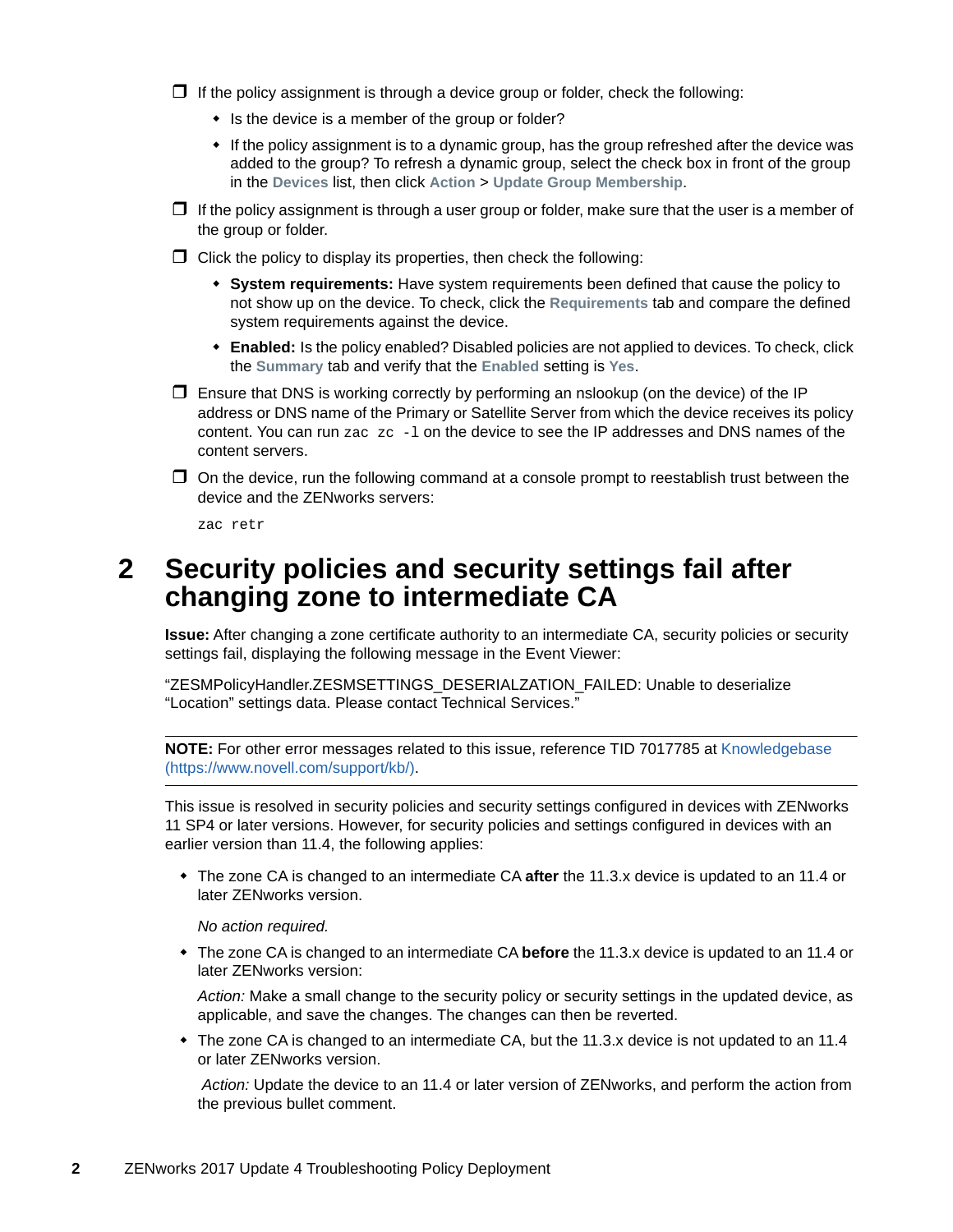- ☐ If the policy assignment is through a device group or folder, check the following:
  - Is the device is a member of the group or folder?
  - If the policy assignment is to a dynamic group, has the group refreshed after the device was added to the group? To refresh a dynamic group, select the check box in front of the group in the **Devices** list, then click **Action** > **Update Group Membership**.
- ☐ If the policy assignment is through a user group or folder, make sure that the user is a member of the group or folder.
- ☐ Click the policy to display its properties, then check the following:
  - **System requirements:** Have system requirements been defined that cause the policy to not show up on the device. To check, click the **Requirements** tab and compare the defined system requirements against the device.
  - **Enabled:** Is the policy enabled? Disabled policies are not applied to devices. To check, click the **Summary** tab and verify that the **Enabled** setting is **Yes**.
- ☐ Ensure that DNS is working correctly by performing an nslookup (on the device) of the IP address or DNS name of the Primary or Satellite Server from which the device receives its policy content. You can run `zac zc -l` on the device to see the IP addresses and DNS names of the content servers.
- ☐ On the device, run the following command at a console prompt to reestablish trust between the device and the ZENworks servers:

  ```
  zac retr
  ```

## 2 Security policies and security settings fail after changing zone to intermediate CA

**Issue:** After changing a zone certificate authority to an intermediate CA, security policies or security settings fail, displaying the following message in the Event Viewer:

"ZESMPolicyHandler.ZESMSETTINGS_DESERIALZATION_FAILED: Unable to deserialize "Location" settings data. Please contact Technical Services."

---

**NOTE:** For other error messages related to this issue, reference TID 7017785 at Knowledgebase (https://www.novell.com/support/kb/).

---

This issue is resolved in security policies and security settings configured in devices with ZENworks 11 SP4 or later versions. However, for security policies and settings configured in devices with an earlier version than 11.4, the following applies:

- The zone CA is changed to an intermediate CA **after** the 11.3.x device is updated to an 11.4 or later ZENworks version.

  *No action required.*

- The zone CA is changed to an intermediate CA **before** the 11.3.x device is updated to an 11.4 or later ZENworks version:

  *Action:* Make a small change to the security policy or security settings in the updated device, as applicable, and save the changes. The changes can then be reverted.

- The zone CA is changed to an intermediate CA, but the 11.3.x device is not updated to an 11.4 or later ZENworks version.

  *Action:* Update the device to an 11.4 or later version of ZENworks, and perform the action from the previous bullet comment.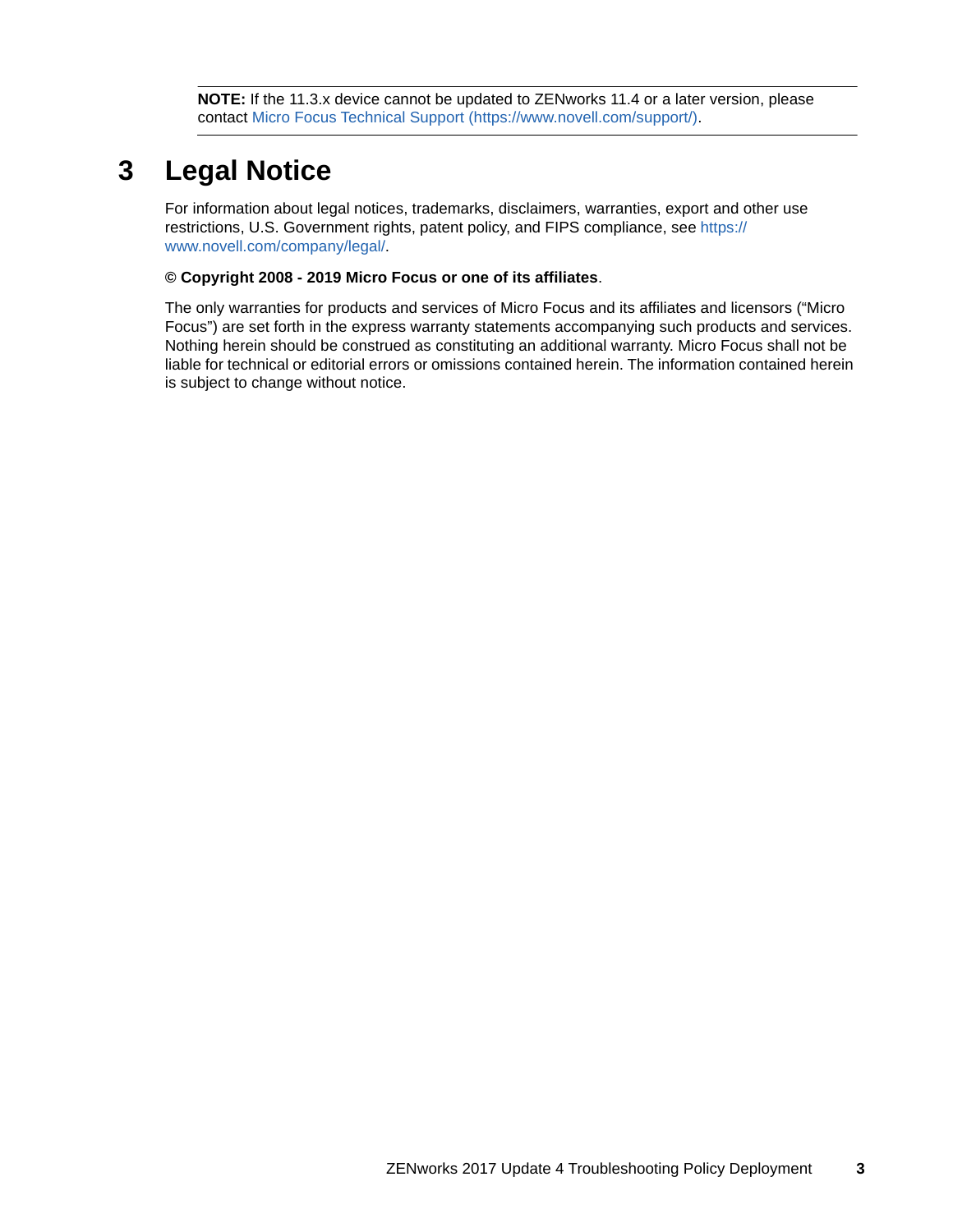**NOTE:** If the 11.3.x device cannot be updated to ZENworks 11.4 or a later version, please contact Micro Focus Technical Support (https://www.novell.com/support/).

# 3 Legal Notice

For information about legal notices, trademarks, disclaimers, warranties, export and other use restrictions, U.S. Government rights, patent policy, and FIPS compliance, see https://www.novell.com/company/legal/.

**© Copyright 2008 - 2019 Micro Focus or one of its affiliates**.

The only warranties for products and services of Micro Focus and its affiliates and licensors (“Micro Focus”) are set forth in the express warranty statements accompanying such products and services. Nothing herein should be construed as constituting an additional warranty. Micro Focus shall not be liable for technical or editorial errors or omissions contained herein. The information contained herein is subject to change without notice.